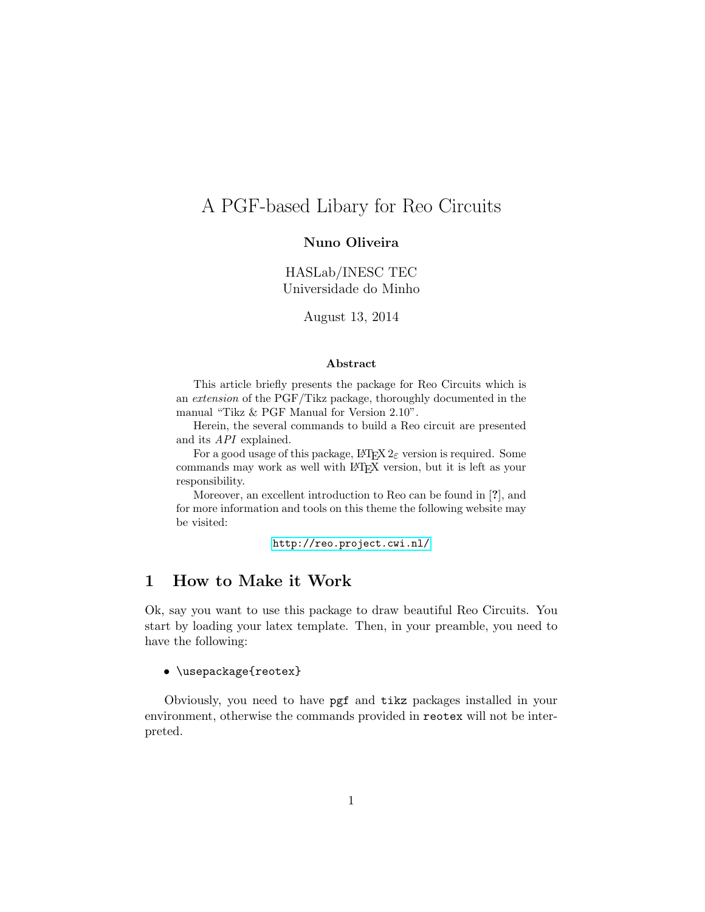# A PGF-based Libary for Reo Circuits

**Nuno Oliveira**

HASLab/INESC TEC
Universidade do Minho

August 13, 2014

**Abstract**

This article briefly presents the package for Reo Circuits which is an *extension* of the PGF/Tikz package, thoroughly documented in the manual "Tikz & PGF Manual for Version 2.10".

Herein, the several commands to build a Reo circuit are presented and its *API* explained.

For a good usage of this package, $\LaTeX\,2_\varepsilon$ version is required. Some commands may work as well with LaTeX version, but it is left as your responsibility.

Moreover, an excellent introduction to Reo can be found in [**?**], and for more information and tools on this theme the following website may be visited:

http://reo.project.cwi.nl/

## 1 How to Make it Work

Ok, say you want to use this package to draw beautiful Reo Circuits. You start by loading your latex template. Then, in your preamble, you need to have the following:

- `\usepackage{reotex}`

Obviously, you need to have `pgf` and `tikz` packages installed in your environment, otherwise the commands provided in `reotex` will not be interpreted.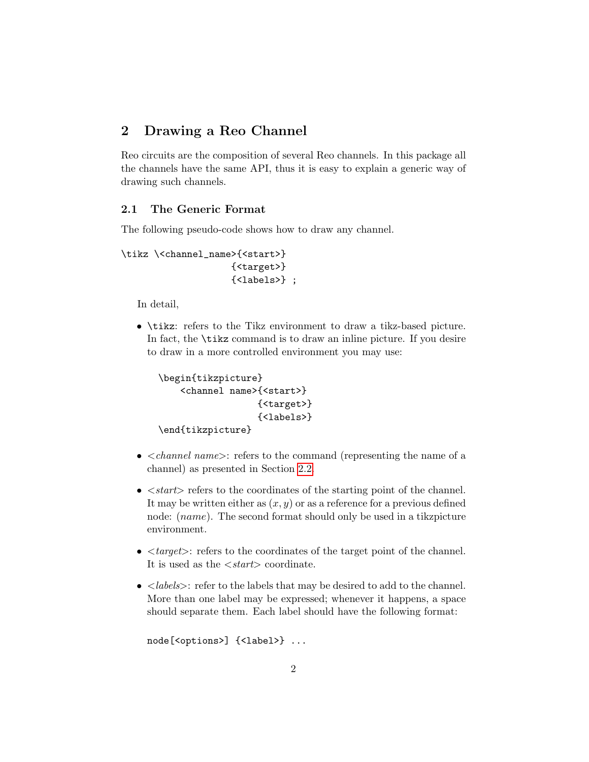## 2 Drawing a Reo Channel

Reo circuits are the composition of several Reo channels. In this package all the channels have the same API, thus it is easy to explain a generic way of drawing such channels.

### 2.1 The Generic Format

The following pseudo-code shows how to draw any channel.

```
\tikz \<channel_name>{<start>}
                     {<target>}
                     {<labels>} ;
```

In detail,

- `\tikz`: refers to the Tikz environment to draw a tikz-based picture. In fact, the `\tikz` command is to draw an inline picture. If you desire to draw in a more controlled environment you may use:

  ```
  \begin{tikzpicture}
      <channel name>{<start>}
                    {<target>}
                    {<labels>}
  \end{tikzpicture}
  ```

- <*channel name*>: refers to the command (representing the name of a channel) as presented in Section 2.2.

- <*start*> refers to the coordinates of the starting point of the channel. It may be written either as $(x, y)$ or as a reference for a previous defined node: (*name*). The second format should only be used in a tikzpicture environment.

- <*target*>: refers to the coordinates of the target point of the channel. It is used as the <*start*> coordinate.

- <*labels*>: refer to the labels that may be desired to add to the channel. More than one label may be expressed; whenever it happens, a space should separate them. Each label should have the following format:

  ```
  node[<options>] {<label>} ...
  ```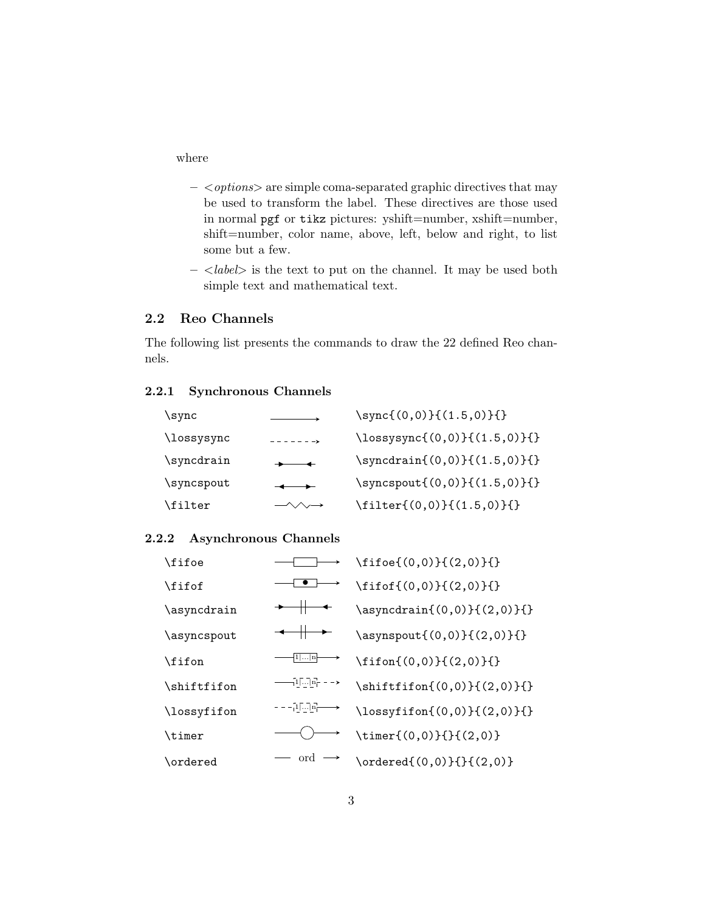where

- *<options>* are simple coma-separated graphic directives that may be used to transform the label. These directives are those used in normal `pgf` or `tikz` pictures: yshift=number, xshift=number, shift=number, color name, above, left, below and right, to list some but a few.
- *<label>* is the text to put on the channel. It may be used both simple text and mathematical text.

## 2.2 Reo Channels

The following list presents the commands to draw the 22 defined Reo channels.

### 2.2.1 Synchronous Channels

| | | |
|---|---|---|
| `\sync` | | `\sync{(0,0)}{(1.5,0)}{}` |
| `\lossysync` | | `\lossysync{(0,0)}{(1.5,0)}{}` |
| `\syncdrain` | | `\syncdrain{(0,0)}{(1.5,0)}{}` |
| `\syncspout` | | `\syncspout{(0,0)}{(1.5,0)}{}` |
| `\filter` | | `\filter{(0,0)}{(1.5,0)}{}` |

### 2.2.2 Asynchronous Channels

| | | |
|---|---|---|
| `\fifoe` | | `\fifoe{(0,0)}{(2,0)}{}` |
| `\fifof` | | `\fifof{(0,0)}{(2,0)}{}` |
| `\asyncdrain` | | `\asyncdrain{(0,0)}{(2,0)}{}` |
| `\asyncspout` | | `\asynspout{(0,0)}{(2,0)}{}` |
| `\fifon` | 1\|...\|n | `\fifon{(0,0)}{(2,0)}{}` |
| `\shiftfifon` | 1\|...\|n | `\shiftfifon{(0,0)}{(2,0)}{}` |
| `\lossyfifon` | 1\|...\|n | `\lossyfifon{(0,0)}{(2,0)}{}` |
| `\timer` | | `\timer{(0,0)}{}{(2,0)}` |
| `\ordered` | ord | `\ordered{(0,0)}{}{(2,0)}` |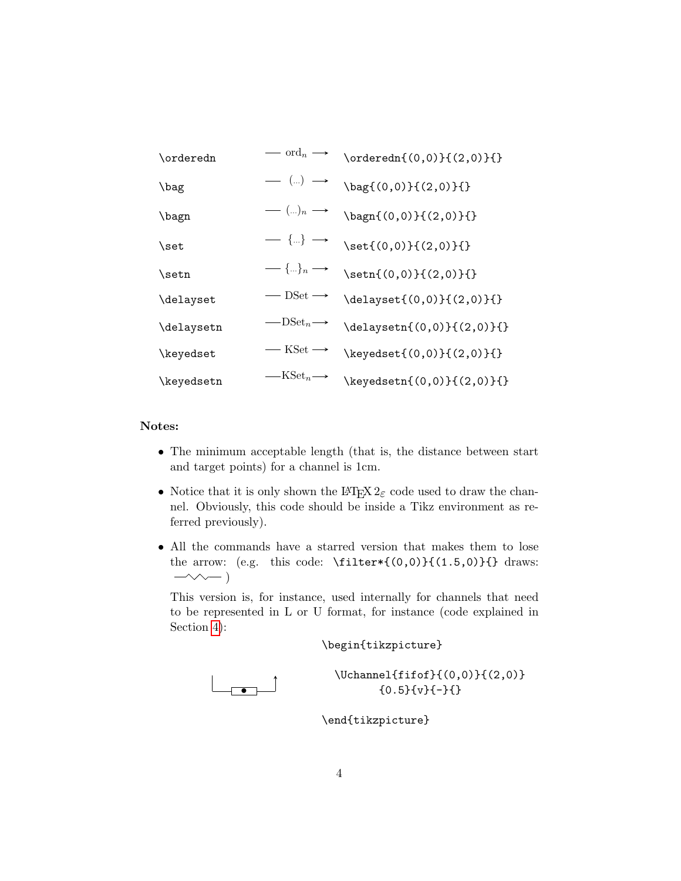| | | |
|---|---|---|
| `\orderedn` | — $\text{ord}_n$ ⟶ | `\orderedn{(0,0)}{(2,0)}{}` |
| `\bag` | — (...) ⟶ | `\bag{(0,0)}{(2,0)}{}` |
| `\bagn` | — $(...)_n$ ⟶ | `\bagn{(0,0)}{(2,0)}{}` |
| `\set` | — {...} ⟶ | `\set{(0,0)}{(2,0)}{}` |
| `\setn` | — $\{...\}_n$ ⟶ | `\setn{(0,0)}{(2,0)}{}` |
| `\delayset` | — DSet ⟶ | `\delayset{(0,0)}{(2,0)}{}` |
| `\delaysetn` | — $\text{DSet}_n$ ⟶ | `\delaysetn{(0,0)}{(2,0)}{}` |
| `\keyedset` | — KSet ⟶ | `\keyedset{(0,0)}{(2,0)}{}` |
| `\keyedsetn` | — $\text{KSet}_n$ ⟶ | `\keyedsetn{(0,0)}{(2,0)}{}` |

**Notes:**

- The minimum acceptable length (that is, the distance between start and target points) for a channel is 1cm.
- Notice that it is only shown the LaTeX $2_\varepsilon$ code used to draw the channel. Obviously, this code should be inside a Tikz environment as referred previously).
- All the commands have a starred version that makes them to lose the arrow: (e.g. this code: `\filter*{(0,0)}{(1.5,0)}{}` draws: —⋀⋀— )

  This version is, for instance, used internally for channels that need to be represented in L or U format, for instance (code explained in Section 4):

```
\begin{tikzpicture}

  \Uchannel{fifof}{(0,0)}{(2,0)}
        {0.5}{v}{-}{}

\end{tikzpicture}
```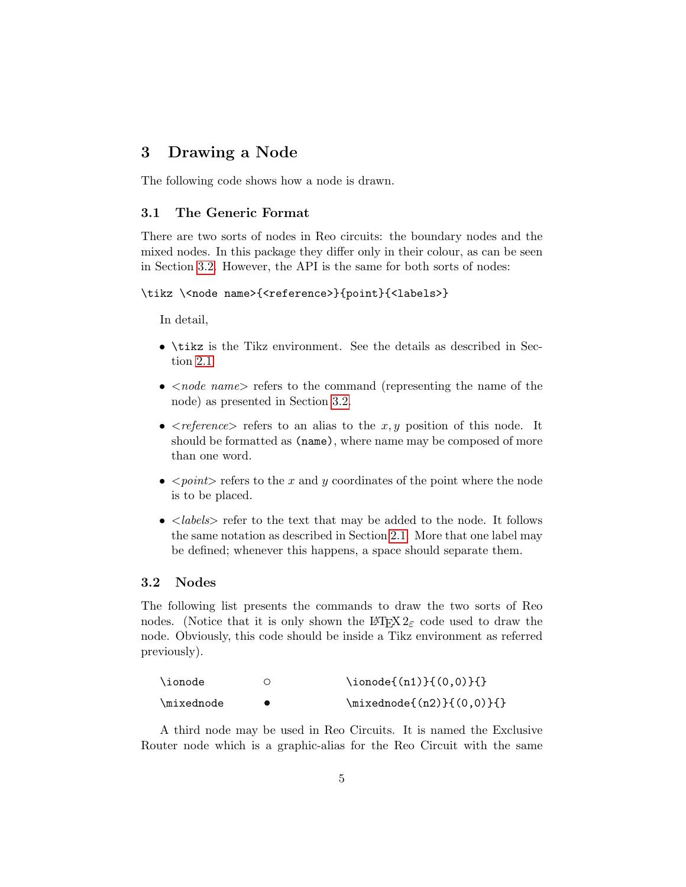## 3 Drawing a Node

The following code shows how a node is drawn.

### 3.1 The Generic Format

There are two sorts of nodes in Reo circuits: the boundary nodes and the mixed nodes. In this package they differ only in their colour, as can be seen in Section 3.2. However, the API is the same for both sorts of nodes:

```
\tikz \<node name>{<reference>}{point}{<labels>}
```

In detail,

- `\tikz` is the Tikz environment. See the details as described in Section 2.1.
- <*node name*> refers to the command (representing the name of the node) as presented in Section 3.2.
- <*reference*> refers to an alias to the $x, y$ position of this node. It should be formatted as `(name)`, where name may be composed of more than one word.
- <*point*> refers to the $x$ and $y$ coordinates of the point where the node is to be placed.
- <*labels*> refer to the text that may be added to the node. It follows the same notation as described in Section 2.1. More that one label may be defined; whenever this happens, a space should separate them.

### 3.2 Nodes

The following list presents the commands to draw the two sorts of Reo nodes. (Notice that it is only shown the LaTeX $2_\varepsilon$ code used to draw the node. Obviously, this code should be inside a Tikz environment as referred previously).

| | | |
|---|---|---|
| `\ionode` | ○ | `\ionode{(n1)}{(0,0)}{}` |
| `\mixednode` | ● | `\mixednode{(n2)}{(0,0)}{}` |

A third node may be used in Reo Circuits. It is named the Exclusive Router node which is a graphic-alias for the Reo Circuit with the same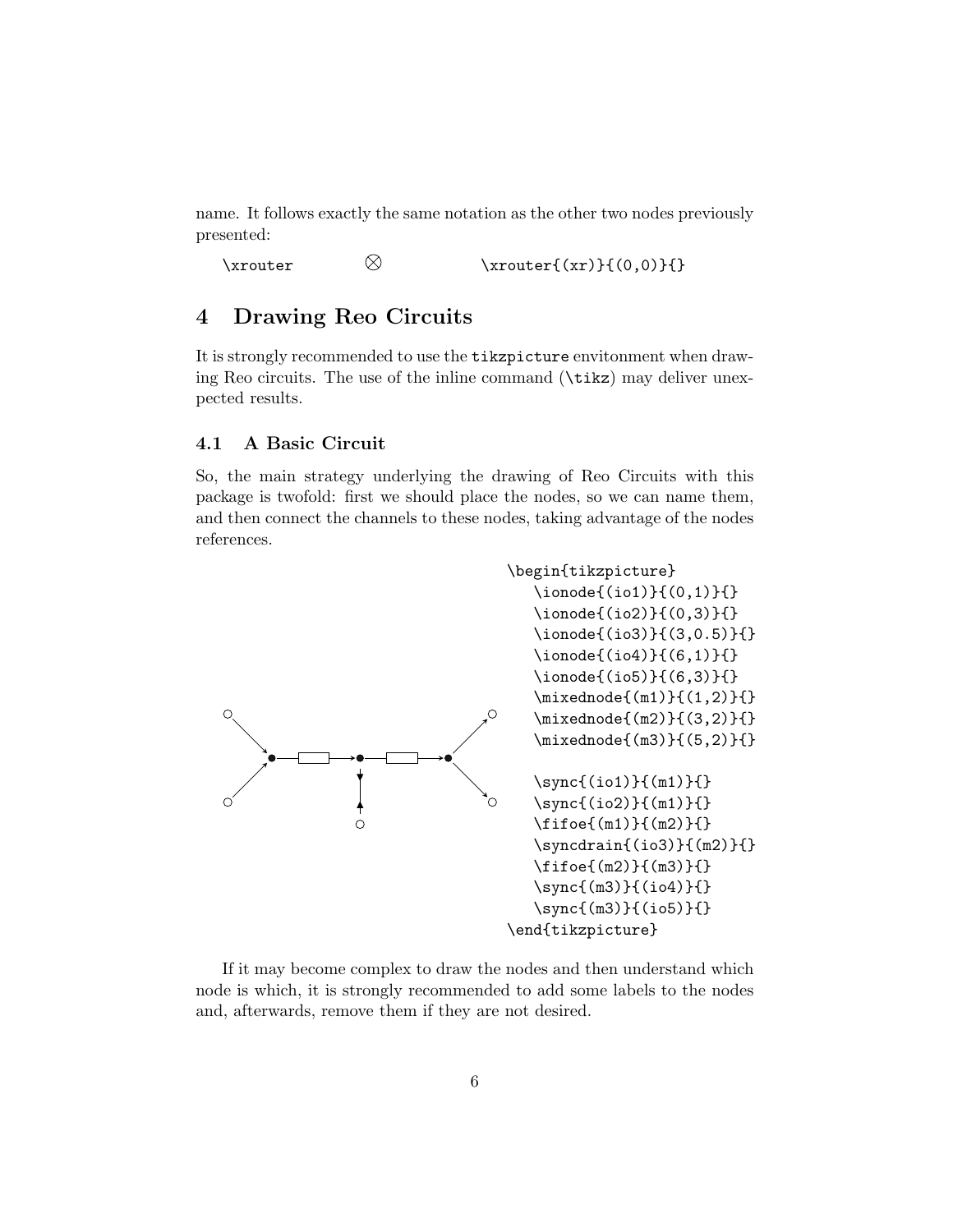name. It follows exactly the same notation as the other two nodes previously presented:

```
\xrouter        ⊗        \xrouter{(xr)}{(0,0)}{}
```

# 4 Drawing Reo Circuits

It is strongly recommended to use the `tikzpicture` envitonment when drawing Reo circuits. The use of the inline command (`\tikz`) may deliver unexpected results.

## 4.1 A Basic Circuit

So, the main strategy underlying the drawing of Reo Circuits with this package is twofold: first we should place the nodes, so we can name them, and then connect the channels to these nodes, taking advantage of the nodes references.

```
\begin{tikzpicture}
   \ionode{(io1)}{(0,1)}{}
   \ionode{(io2)}{(0,3)}{}
   \ionode{(io3)}{(3,0.5)}{}
   \ionode{(io4)}{(6,1)}{}
   \ionode{(io5)}{(6,3)}{}
   \mixednode{(m1)}{(1,2)}{}
   \mixednode{(m2)}{(3,2)}{}
   \mixednode{(m3)}{(5,2)}{}

   \sync{(io1)}{(m1)}{}
   \sync{(io2)}{(m1)}{}
   \fifoe{(m1)}{(m2)}{}
   \syncdrain{(io3)}{(m2)}{}
   \fifoe{(m2)}{(m3)}{}
   \sync{(m3)}{(io4)}{}
   \sync{(m3)}{(io5)}{}
\end{tikzpicture}
```

If it may become complex to draw the nodes and then understand which node is which, it is strongly recommended to add some labels to the nodes and, afterwards, remove them if they are not desired.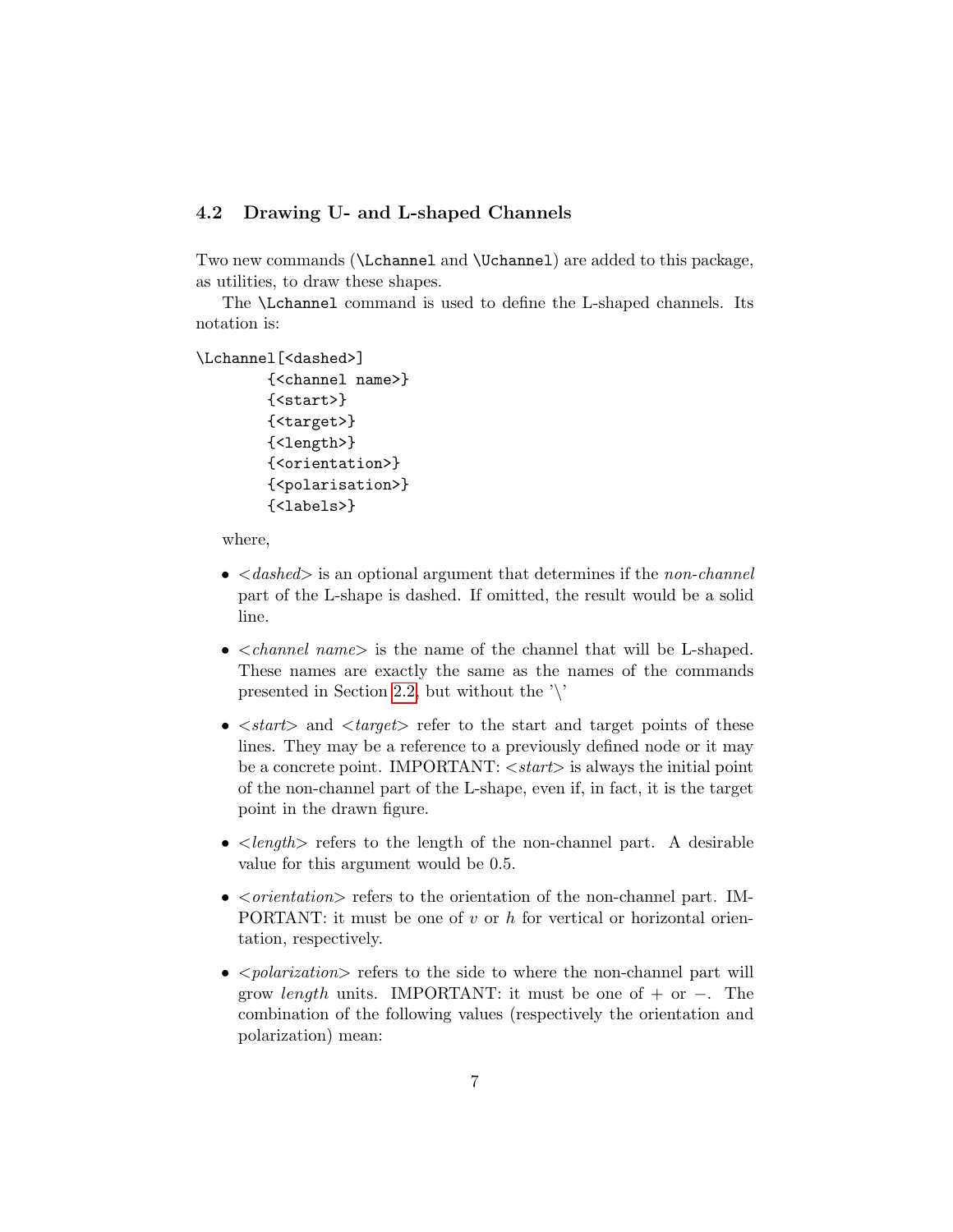### 4.2 Drawing U- and L-shaped Channels

Two new commands (`\Lchannel` and `\Uchannel`) are added to this package, as utilities, to draw these shapes.

The `\Lchannel` command is used to define the L-shaped channels. Its notation is:

```
\Lchannel[<dashed>]
        {<channel name>}
        {<start>}
        {<target>}
        {<length>}
        {<orientation>}
        {<polarisation>}
        {<labels>}
```

where,

- <*dashed*> is an optional argument that determines if the *non-channel* part of the L-shape is dashed. If omitted, the result would be a solid line.
- <*channel name*> is the name of the channel that will be L-shaped. These names are exactly the same as the names of the commands presented in Section 2.2, but without the '\'
- <*start*> and <*target*> refer to the start and target points of these lines. They may be a reference to a previously defined node or it may be a concrete point. IMPORTANT: <*start*> is always the initial point of the non-channel part of the L-shape, even if, in fact, it is the target point in the drawn figure.
- <*length*> refers to the length of the non-channel part. A desirable value for this argument would be 0.5.
- <*orientation*> refers to the orientation of the non-channel part. IMPORTANT: it must be one of *v* or *h* for vertical or horizontal orientation, respectively.
- <*polarization*> refers to the side to where the non-channel part will grow *length* units. IMPORTANT: it must be one of + or −. The combination of the following values (respectively the orientation and polarization) mean: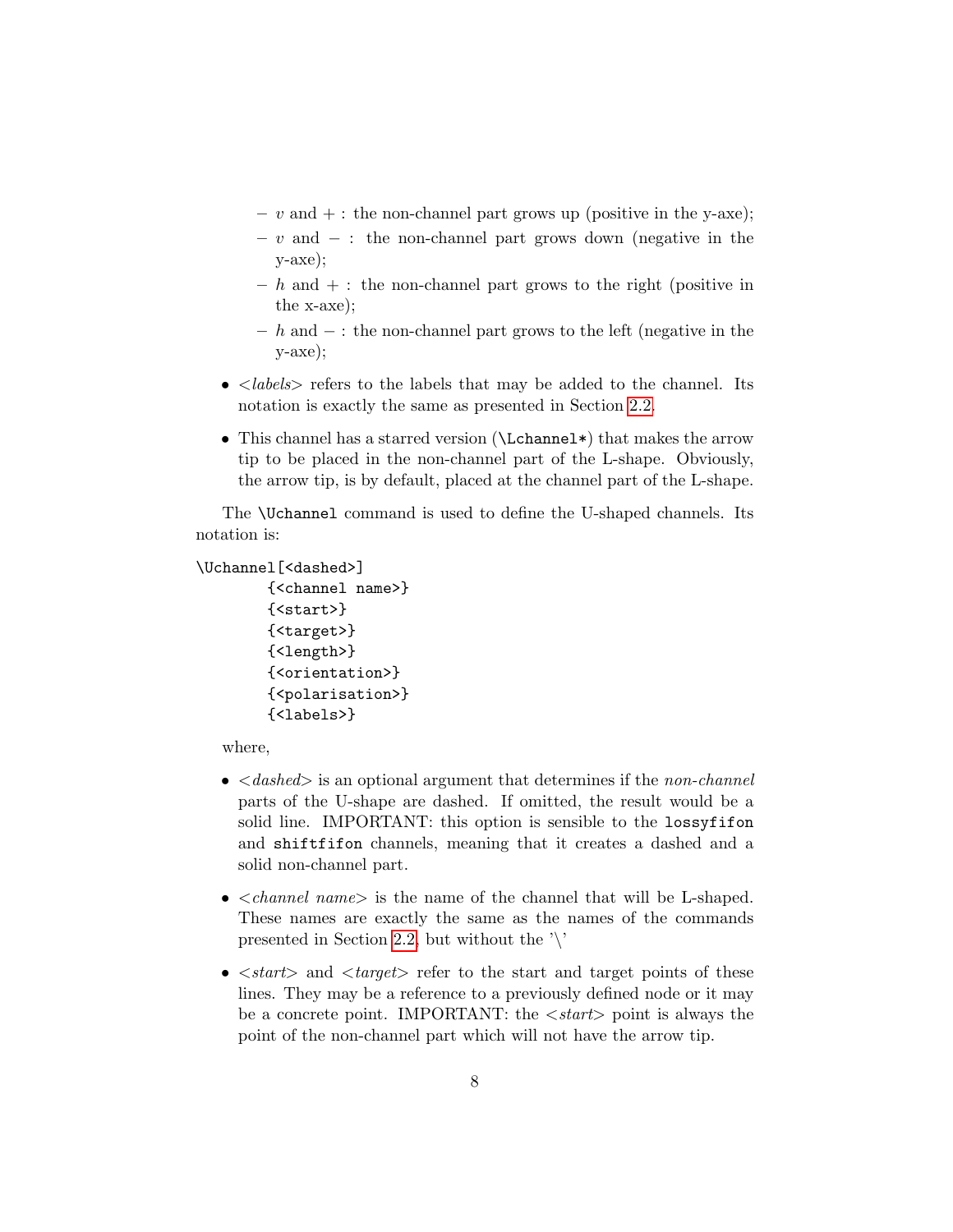- $v$ and $+$ : the non-channel part grows up (positive in the y-axe);
  - $v$ and $-$ : the non-channel part grows down (negative in the y-axe);
  - $h$ and $+$ : the non-channel part grows to the right (positive in the x-axe);
  - $h$ and $-$ : the non-channel part grows to the left (negative in the y-axe);

- <*labels*> refers to the labels that may be added to the channel. Its notation is exactly the same as presented in Section 2.2.

- This channel has a starred version (`\Lchannel*`) that makes the arrow tip to be placed in the non-channel part of the L-shape. Obviously, the arrow tip, is by default, placed at the channel part of the L-shape.

The `\Uchannel` command is used to define the U-shaped channels. Its notation is:

```
\Uchannel[<dashed>]
        {<channel name>}
        {<start>}
        {<target>}
        {<length>}
        {<orientation>}
        {<polarisation>}
        {<labels>}
```

where,

- <*dashed*> is an optional argument that determines if the *non-channel* parts of the U-shape are dashed. If omitted, the result would be a solid line. IMPORTANT: this option is sensible to the `lossyfifon` and `shiftfifon` channels, meaning that it creates a dashed and a solid non-channel part.

- <*channel name*> is the name of the channel that will be L-shaped. These names are exactly the same as the names of the commands presented in Section 2.2, but without the '\'

- <*start*> and <*target*> refer to the start and target points of these lines. They may be a reference to a previously defined node or it may be a concrete point. IMPORTANT: the <*start*> point is always the point of the non-channel part which will not have the arrow tip.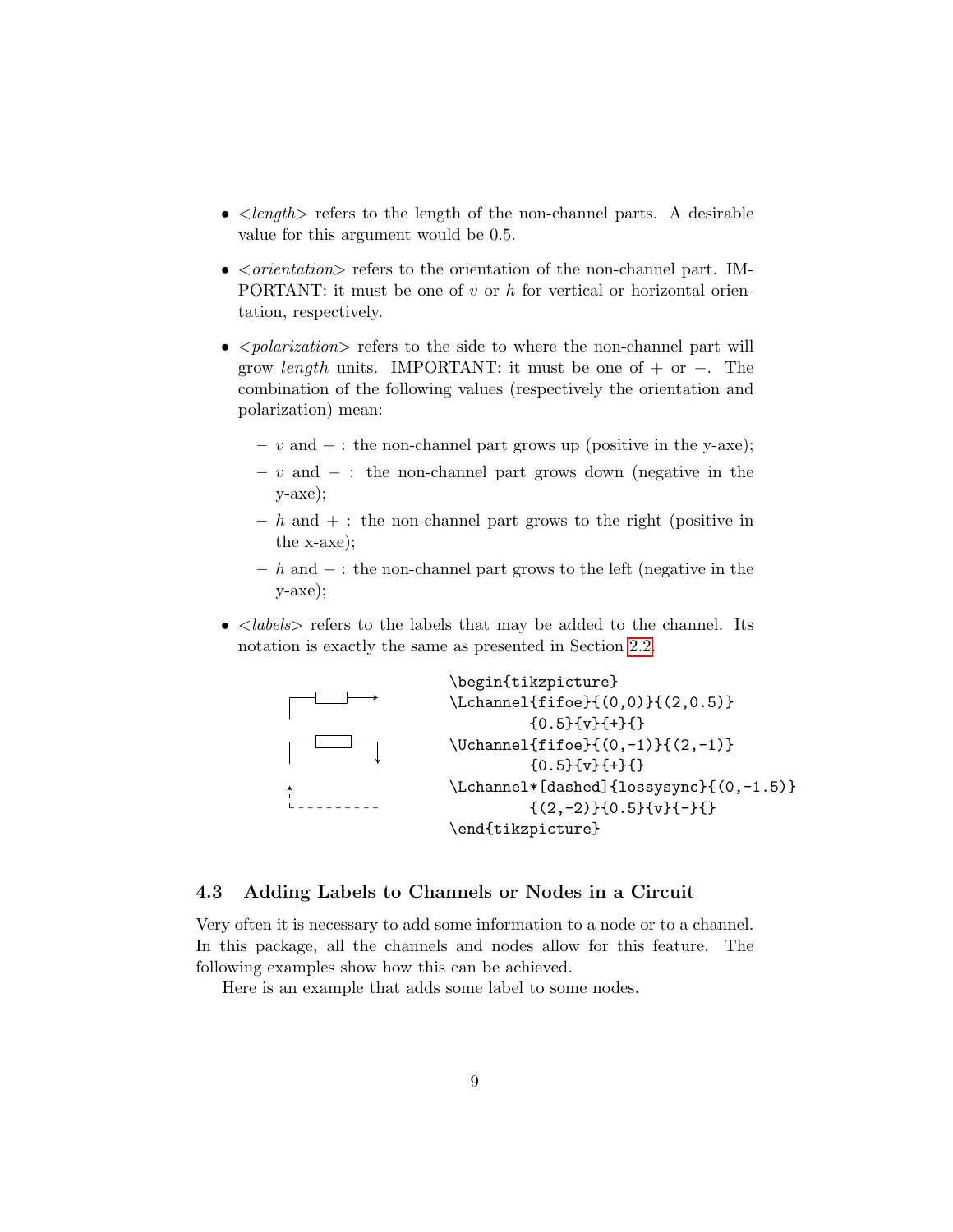- *<length>* refers to the length of the non-channel parts. A desirable value for this argument would be 0.5.
- *<orientation>* refers to the orientation of the non-channel part. IMPORTANT: it must be one of *v* or *h* for vertical or horizontal orientation, respectively.
- *<polarization>* refers to the side to where the non-channel part will grow *length* units. IMPORTANT: it must be one of + or −. The combination of the following values (respectively the orientation and polarization) mean:
  - *v* and + : the non-channel part grows up (positive in the y-axe);
  - *v* and − : the non-channel part grows down (negative in the y-axe);
  - *h* and + : the non-channel part grows to the right (positive in the x-axe);
  - *h* and − : the non-channel part grows to the left (negative in the y-axe);
- *<labels>* refers to the labels that may be added to the channel. Its notation is exactly the same as presented in Section 2.2.

```
\begin{tikzpicture}
\Lchannel{fifoe}{(0,0)}{(2,0.5)}
        {0.5}{v}{+}{}
\Uchannel{fifoe}{(0,-1)}{(2,-1)}
        {0.5}{v}{+}{}
\Lchannel*[dashed]{lossysync}{(0,-1.5)}
        {(2,-2)}{0.5}{v}{-}{}
\end{tikzpicture}
```

### 4.3 Adding Labels to Channels or Nodes in a Circuit

Very often it is necessary to add some information to a node or to a channel. In this package, all the channels and nodes allow for this feature. The following examples show how this can be achieved.

Here is an example that adds some label to some nodes.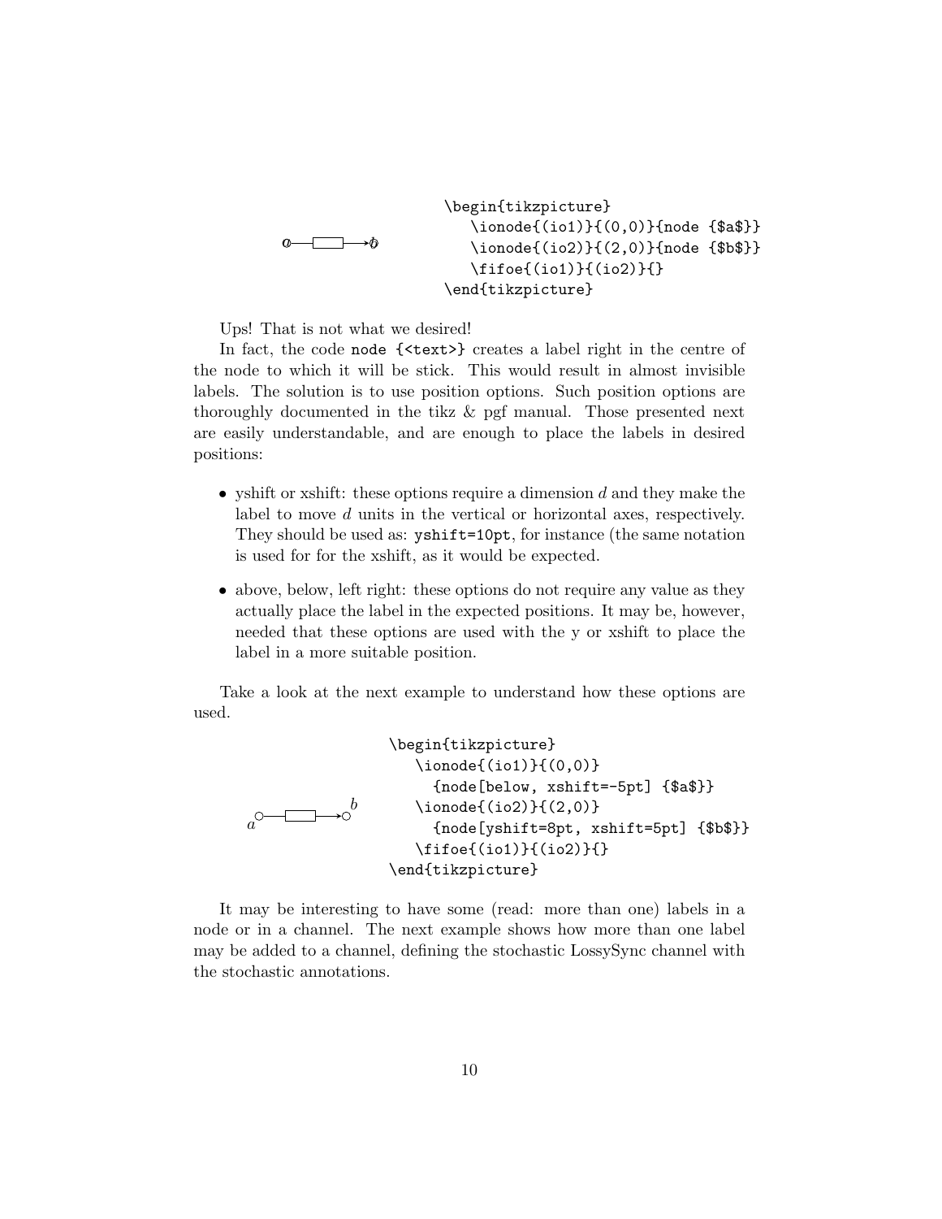```
\begin{tikzpicture}
   \ionode{(io1)}{(0,0)}{node {$a$}}
   \ionode{(io2)}{(2,0)}{node {$b$}}
   \fifoe{(io1)}{(io2)}{}
\end{tikzpicture}
```

Ups! That is not what we desired!

In fact, the code `node {<text>}` creates a label right in the centre of the node to which it will be stick. This would result in almost invisible labels. The solution is to use position options. Such position options are thoroughly documented in the tikz & pgf manual. Those presented next are easily understandable, and are enough to place the labels in desired positions:

- yshift or xshift: these options require a dimension $d$ and they make the label to move $d$ units in the vertical or horizontal axes, respectively. They should be used as: `yshift=10pt`, for instance (the same notation is used for for the xshift, as it would be expected.
- above, below, left right: these options do not require any value as they actually place the label in the expected positions. It may be, however, needed that these options are used with the y or xshift to place the label in a more suitable position.

Take a look at the next example to understand how these options are used.

```
\begin{tikzpicture}
   \ionode{(io1)}{(0,0)}
     {node[below, xshift=-5pt] {$a$}}
   \ionode{(io2)}{(2,0)}
     {node[yshift=8pt, xshift=5pt] {$b$}}
   \fifoe{(io1)}{(io2)}{}
\end{tikzpicture}
```

It may be interesting to have some (read: more than one) labels in a node or in a channel. The next example shows how more than one label may be added to a channel, defining the stochastic LossySync channel with the stochastic annotations.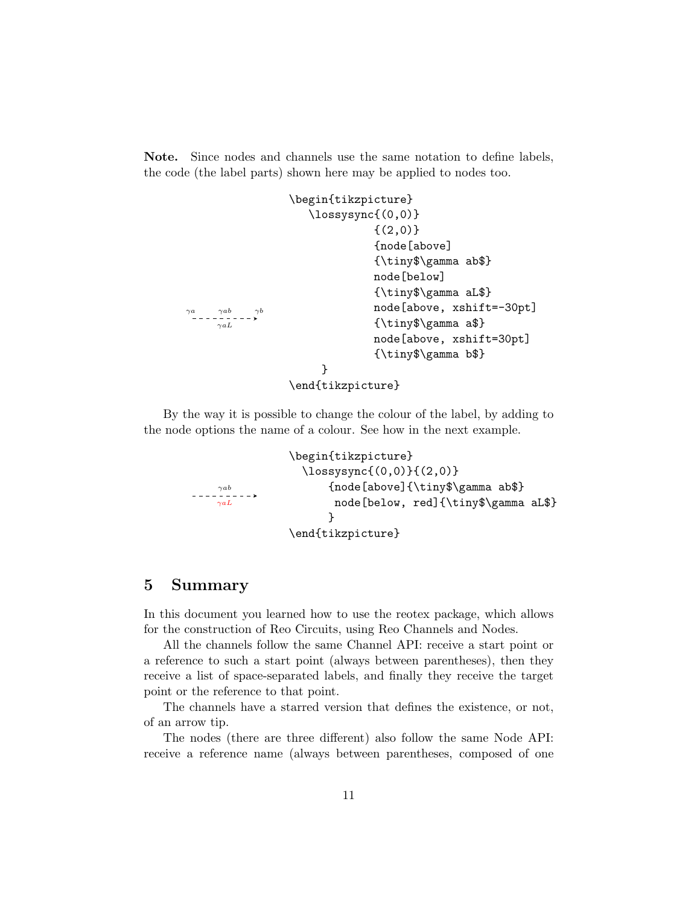**Note.** Since nodes and channels use the same notation to define labels, the code (the label parts) shown here may be applied to nodes too.

$\gamma a$ $\gamma ab$ $\gamma b$
$\gamma aL$

```
\begin{tikzpicture}
   \lossysync{(0,0)}
             {(2,0)}
             {node[above]
             {\tiny$\gamma ab$}
             node[below]
             {\tiny$\gamma aL$}
             node[above, xshift=-30pt]
             {\tiny$\gamma a$}
             node[above, xshift=30pt]
             {\tiny$\gamma b$}
    }
\end{tikzpicture}
```

By the way it is possible to change the colour of the label, by adding to the node options the name of a colour. See how in the next example.

$\gamma ab$
$\gamma aL$

```
\begin{tikzpicture}
  \lossysync{(0,0)}{(2,0)}
      {node[above]{\tiny$\gamma ab$}
       node[below, red]{\tiny$\gamma aL$}
      }
\end{tikzpicture}
```

## 5 Summary

In this document you learned how to use the reotex package, which allows for the construction of Reo Circuits, using Reo Channels and Nodes.

All the channels follow the same Channel API: receive a start point or a reference to such a start point (always between parentheses), then they receive a list of space-separated labels, and finally they receive the target point or the reference to that point.

The channels have a starred version that defines the existence, or not, of an arrow tip.

The nodes (there are three different) also follow the same Node API: receive a reference name (always between parentheses, composed of one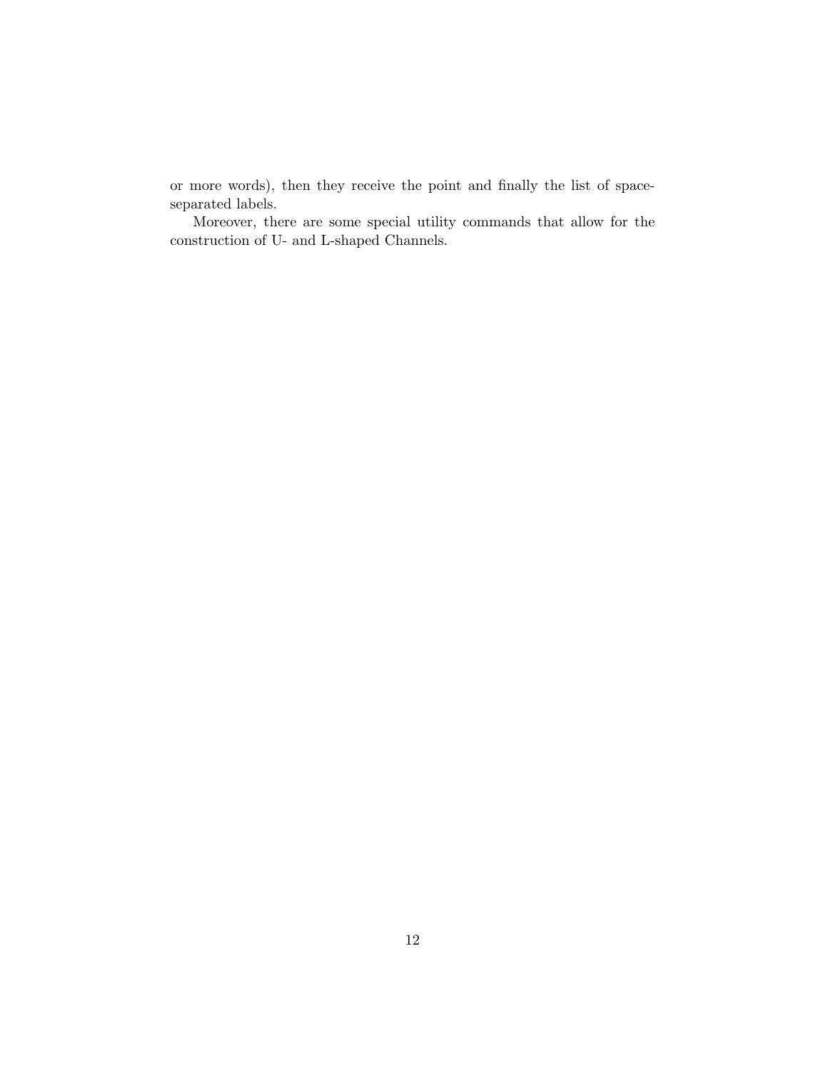or more words), then they receive the point and finally the list of space-separated labels.

Moreover, there are some special utility commands that allow for the construction of U- and L-shaped Channels.